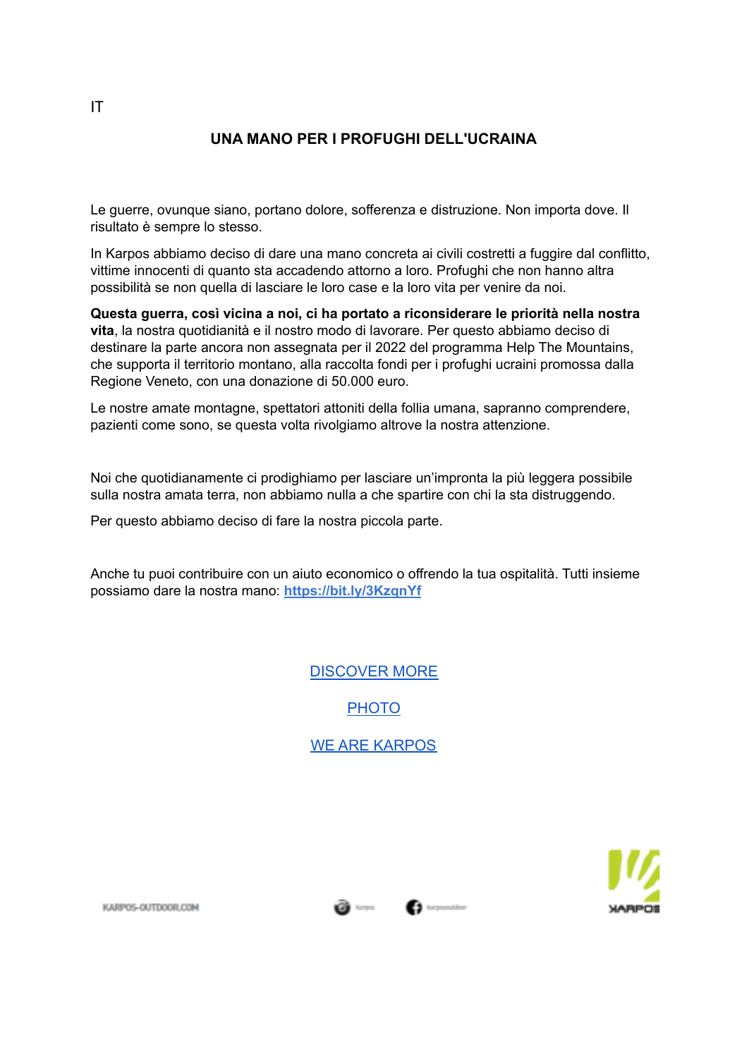IT

# UNA MANO PER I PROFUGHI DELL'UCRAINA

Le guerre, ovunque siano, portano dolore, sofferenza e distruzione. Non importa dove. Il risultato è sempre lo stesso.

In Karpos abbiamo deciso di dare una mano concreta ai civili costretti a fuggire dal conflitto, vittime innocenti di quanto sta accadendo attorno a loro. Profughi che non hanno altra possibilità se non quella di lasciare le loro case e la loro vita per venire da noi.

**Questa guerra, così vicina a noi, ci ha portato a riconsiderare le priorità nella nostra vita**, la nostra quotidianità e il nostro modo di lavorare. Per questo abbiamo deciso di destinare la parte ancora non assegnata per il 2022 del programma Help The Mountains, che supporta il territorio montano, alla raccolta fondi per i profughi ucraini promossa dalla Regione Veneto, con una donazione di 50.000 euro.

Le nostre amate montagne, spettatori attoniti della follia umana, sapranno comprendere, pazienti come sono, se questa volta rivolgiamo altrove la nostra attenzione.

Noi che quotidianamente ci prodighiamo per lasciare un'impronta la più leggera possibile sulla nostra amata terra, non abbiamo nulla a che spartire con chi la sta distruggendo.

Per questo abbiamo deciso di fare la nostra piccola parte.

Anche tu puoi contribuire con un aiuto economico o offrendo la tua ospitalità. Tutti insieme possiamo dare la nostra mano: **https://bit.ly/3KzqnYf**

DISCOVER MORE

PHOTO

WE ARE KARPOS

KARPOS-OUTDOOR.COM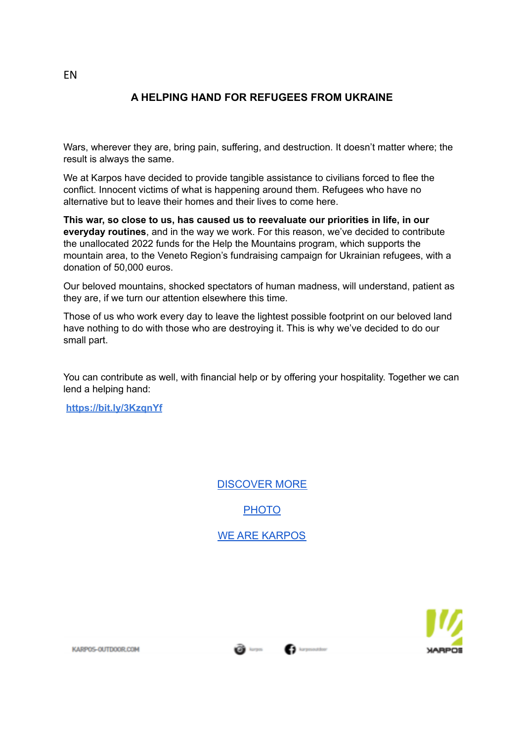EN

## A HELPING HAND FOR REFUGEES FROM UKRAINE

Wars, wherever they are, bring pain, suffering, and destruction. It doesn't matter where; the result is always the same.

We at Karpos have decided to provide tangible assistance to civilians forced to flee the conflict. Innocent victims of what is happening around them. Refugees who have no alternative but to leave their homes and their lives to come here.

**This war, so close to us, has caused us to reevaluate our priorities in life, in our everyday routines**, and in the way we work. For this reason, we've decided to contribute the unallocated 2022 funds for the Help the Mountains program, which supports the mountain area, to the Veneto Region's fundraising campaign for Ukrainian refugees, with a donation of 50,000 euros.

Our beloved mountains, shocked spectators of human madness, will understand, patient as they are, if we turn our attention elsewhere this time.

Those of us who work every day to leave the lightest possible footprint on our beloved land have nothing to do with those who are destroying it. This is why we've decided to do our small part.

You can contribute as well, with financial help or by offering your hospitality. Together we can lend a helping hand:

https://bit.ly/3KzqnYf

DISCOVER MORE

PHOTO

WE ARE KARPOS

KARPOS-OUTDOOR.COM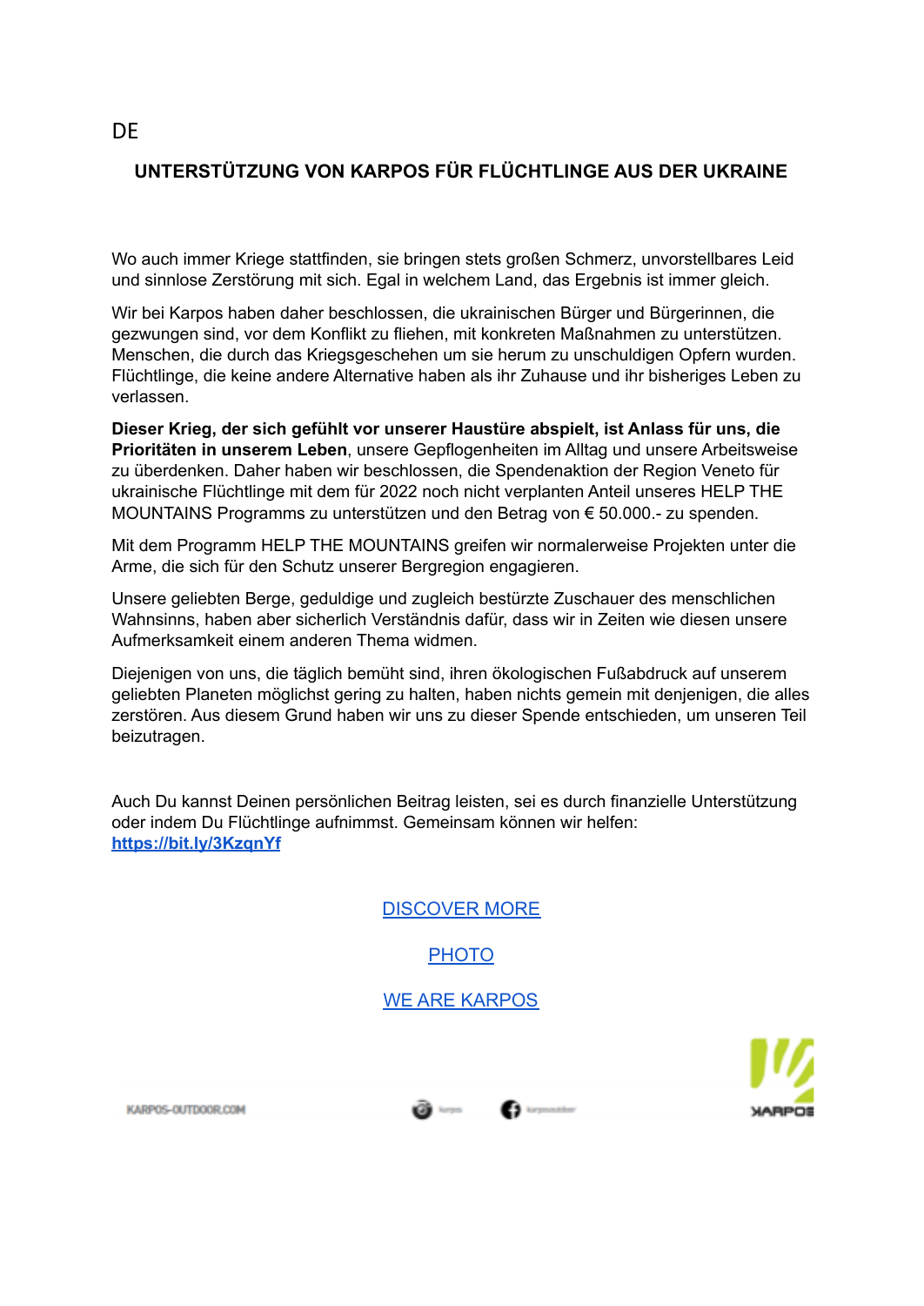DE

## UNTERSTÜTZUNG VON KARPOS FÜR FLÜCHTLINGE AUS DER UKRAINE

Wo auch immer Kriege stattfinden, sie bringen stets großen Schmerz, unvorstellbares Leid und sinnlose Zerstörung mit sich. Egal in welchem Land, das Ergebnis ist immer gleich.

Wir bei Karpos haben daher beschlossen, die ukrainischen Bürger und Bürgerinnen, die gezwungen sind, vor dem Konflikt zu fliehen, mit konkreten Maßnahmen zu unterstützen. Menschen, die durch das Kriegsgeschehen um sie herum zu unschuldigen Opfern wurden. Flüchtlinge, die keine andere Alternative haben als ihr Zuhause und ihr bisheriges Leben zu verlassen.

**Dieser Krieg, der sich gefühlt vor unserer Haustüre abspielt, ist Anlass für uns, die Prioritäten in unserem Leben**, unsere Gepflogenheiten im Alltag und unsere Arbeitsweise zu überdenken. Daher haben wir beschlossen, die Spendenaktion der Region Veneto für ukrainische Flüchtlinge mit dem für 2022 noch nicht verplanten Anteil unseres HELP THE MOUNTAINS Programms zu unterstützen und den Betrag von € 50.000.- zu spenden.

Mit dem Programm HELP THE MOUNTAINS greifen wir normalerweise Projekten unter die Arme, die sich für den Schutz unserer Bergregion engagieren.

Unsere geliebten Berge, geduldige und zugleich bestürzte Zuschauer des menschlichen Wahnsinns, haben aber sicherlich Verständnis dafür, dass wir in Zeiten wie diesen unsere Aufmerksamkeit einem anderen Thema widmen.

Diejenigen von uns, die täglich bemüht sind, ihren ökologischen Fußabdruck auf unserem geliebten Planeten möglichst gering zu halten, haben nichts gemein mit denjenigen, die alles zerstören. Aus diesem Grund haben wir uns zu dieser Spende entschieden, um unseren Teil beizutragen.

Auch Du kannst Deinen persönlichen Beitrag leisten, sei es durch finanzielle Unterstützung oder indem Du Flüchtlinge aufnimmst. Gemeinsam können wir helfen: **https://bit.ly/3KzqnYf**

DISCOVER MORE

PHOTO

WE ARE KARPOS

KARPOS-OUTDOOR.COM

KARPOS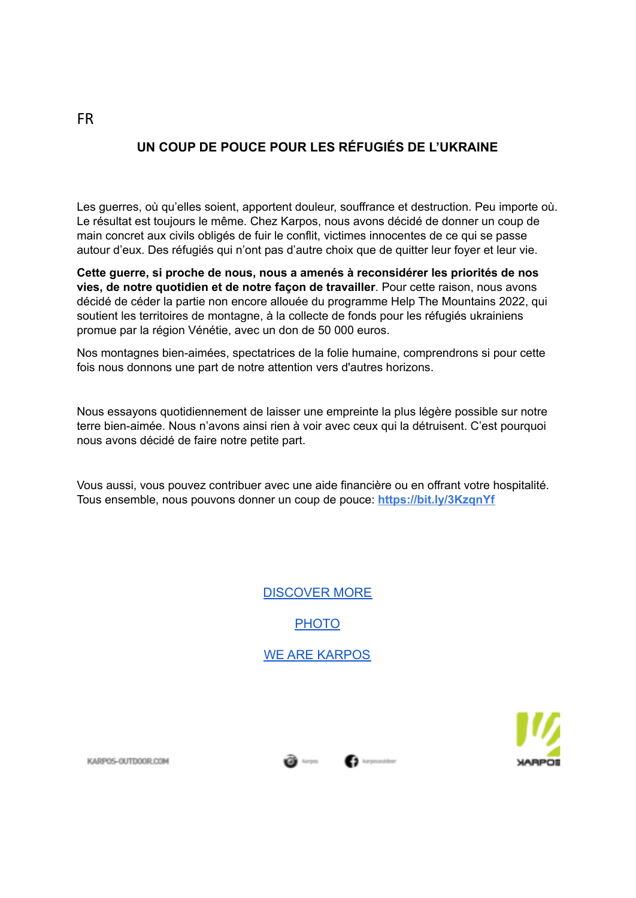FR

## UN COUP DE POUCE POUR LES RÉFUGIÉS DE L'UKRAINE

Les guerres, où qu'elles soient, apportent douleur, souffrance et destruction. Peu importe où. Le résultat est toujours le même. Chez Karpos, nous avons décidé de donner un coup de main concret aux civils obligés de fuir le conflit, victimes innocentes de ce qui se passe autour d'eux. Des réfugiés qui n'ont pas d'autre choix que de quitter leur foyer et leur vie.

**Cette guerre, si proche de nous, nous a amenés à reconsidérer les priorités de nos vies, de notre quotidien et de notre façon de travailler**. Pour cette raison, nous avons décidé de céder la partie non encore allouée du programme Help The Mountains 2022, qui soutient les territoires de montagne, à la collecte de fonds pour les réfugiés ukrainiens promue par la région Vénétie, avec un don de 50 000 euros.

Nos montagnes bien-aimées, spectatrices de la folie humaine, comprendrons si pour cette fois nous donnons une part de notre attention vers d'autres horizons.

Nous essayons quotidiennement de laisser une empreinte la plus légère possible sur notre terre bien-aimée. Nous n'avons ainsi rien à voir avec ceux qui la détruisent. C'est pourquoi nous avons décidé de faire notre petite part.

Vous aussi, vous pouvez contribuer avec une aide financière ou en offrant votre hospitalité. Tous ensemble, nous pouvons donner un coup de pouce: **https://bit.ly/3KzqnYf**

DISCOVER MORE

PHOTO

WE ARE KARPOS

KARPOS-OUTDOOR.COM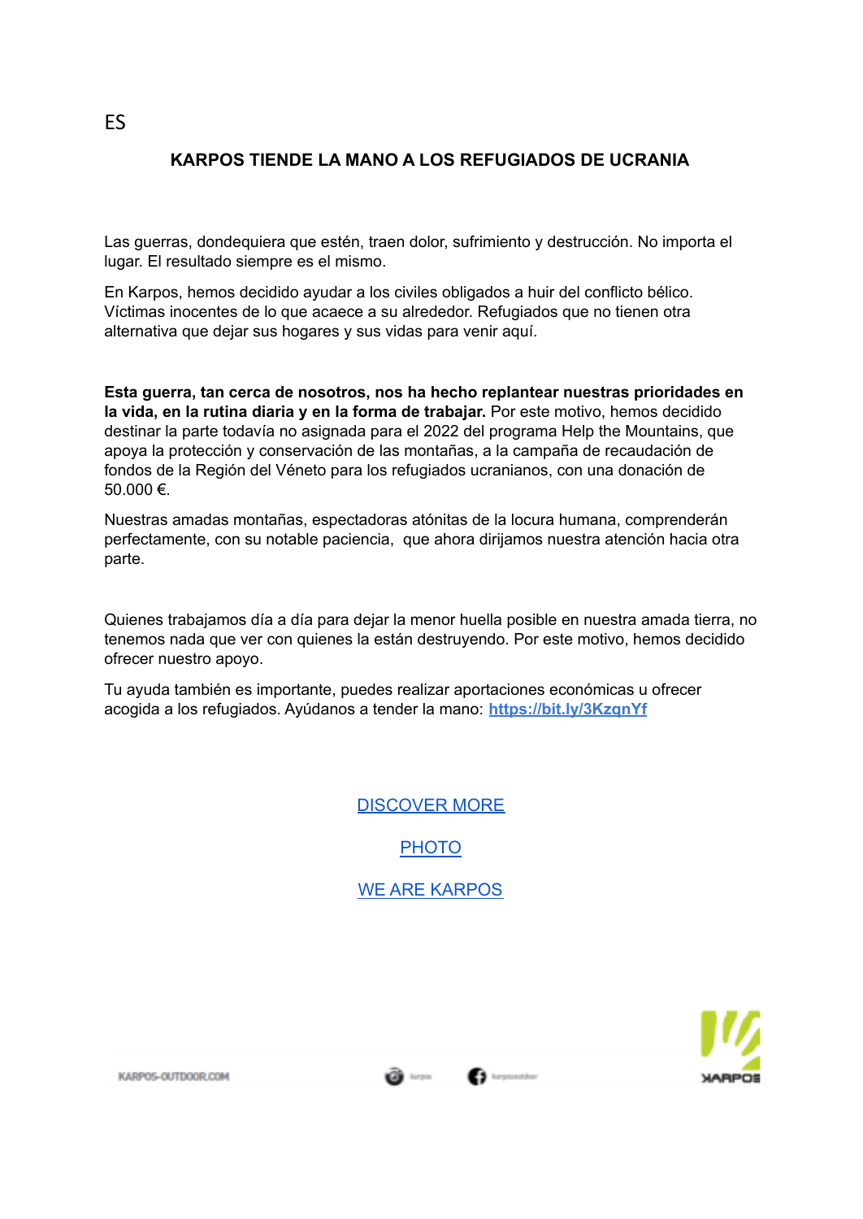ES

## KARPOS TIENDE LA MANO A LOS REFUGIADOS DE UCRANIA

Las guerras, dondequiera que estén, traen dolor, sufrimiento y destrucción. No importa el lugar. El resultado siempre es el mismo.

En Karpos, hemos decidido ayudar a los civiles obligados a huir del conflicto bélico. Víctimas inocentes de lo que acaece a su alrededor. Refugiados que no tienen otra alternativa que dejar sus hogares y sus vidas para venir aquí.

**Esta guerra, tan cerca de nosotros, nos ha hecho replantear nuestras prioridades en la vida, en la rutina diaria y en la forma de trabajar.** Por este motivo, hemos decidido destinar la parte todavía no asignada para el 2022 del programa Help the Mountains, que apoya la protección y conservación de las montañas, a la campaña de recaudación de fondos de la Región del Véneto para los refugiados ucranianos, con una donación de 50.000 €.

Nuestras amadas montañas, espectadoras atónitas de la locura humana, comprenderán perfectamente, con su notable paciencia, que ahora dirijamos nuestra atención hacia otra parte.

Quienes trabajamos día a día para dejar la menor huella posible en nuestra amada tierra, no tenemos nada que ver con quienes la están destruyendo. Por este motivo, hemos decidido ofrecer nuestro apoyo.

Tu ayuda también es importante, puedes realizar aportaciones económicas u ofrecer acogida a los refugiados. Ayúdanos a tender la mano: **https://bit.ly/3KzqnYf**

DISCOVER MORE

PHOTO

WE ARE KARPOS

KARPOS-OUTDOOR.COM

KARPOS